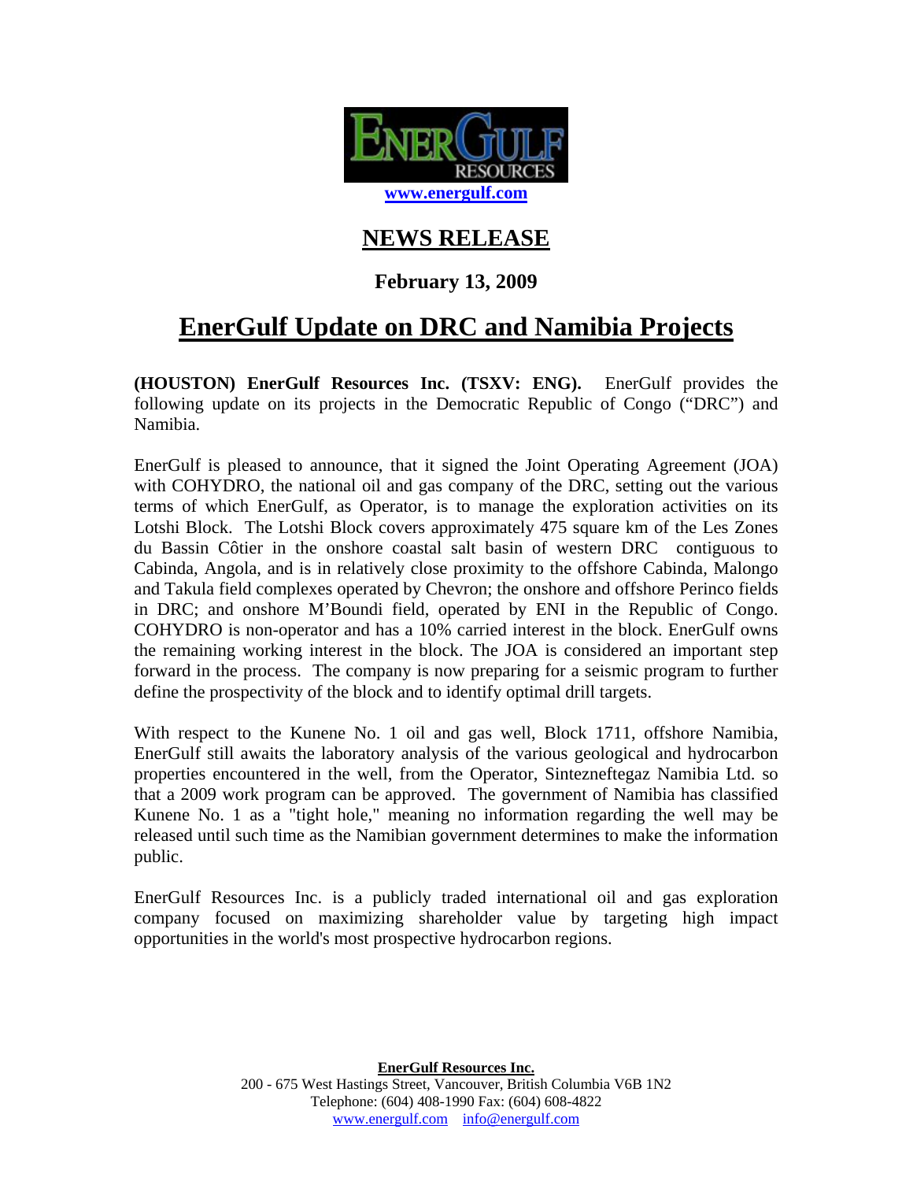EnerGulf Resources

www.energulf.com

# NEWS RELEASE

**February 13, 2009**

# EnerGulf Update on DRC and Namibia Projects

**(HOUSTON) EnerGulf Resources Inc. (TSXV: ENG).** EnerGulf provides the following update on its projects in the Democratic Republic of Congo ("DRC") and Namibia.

EnerGulf is pleased to announce, that it signed the Joint Operating Agreement (JOA) with COHYDRO, the national oil and gas company of the DRC, setting out the various terms of which EnerGulf, as Operator, is to manage the exploration activities on its Lotshi Block. The Lotshi Block covers approximately 475 square km of the Les Zones du Bassin Côtier in the onshore coastal salt basin of western DRC contiguous to Cabinda, Angola, and is in relatively close proximity to the offshore Cabinda, Malongo and Takula field complexes operated by Chevron; the onshore and offshore Perinco fields in DRC; and onshore M'Boundi field, operated by ENI in the Republic of Congo. COHYDRO is non-operator and has a 10% carried interest in the block. EnerGulf owns the remaining working interest in the block. The JOA is considered an important step forward in the process. The company is now preparing for a seismic program to further define the prospectivity of the block and to identify optimal drill targets.

With respect to the Kunene No. 1 oil and gas well, Block 1711, offshore Namibia, EnerGulf still awaits the laboratory analysis of the various geological and hydrocarbon properties encountered in the well, from the Operator, Sintezneftegaz Namibia Ltd. so that a 2009 work program can be approved. The government of Namibia has classified Kunene No. 1 as a "tight hole," meaning no information regarding the well may be released until such time as the Namibian government determines to make the information public.

EnerGulf Resources Inc. is a publicly traded international oil and gas exploration company focused on maximizing shareholder value by targeting high impact opportunities in the world's most prospective hydrocarbon regions.

**EnerGulf Resources Inc.**
200 - 675 West Hastings Street, Vancouver, British Columbia V6B 1N2
Telephone: (604) 408-1990 Fax: (604) 608-4822
www.energulf.com info@energulf.com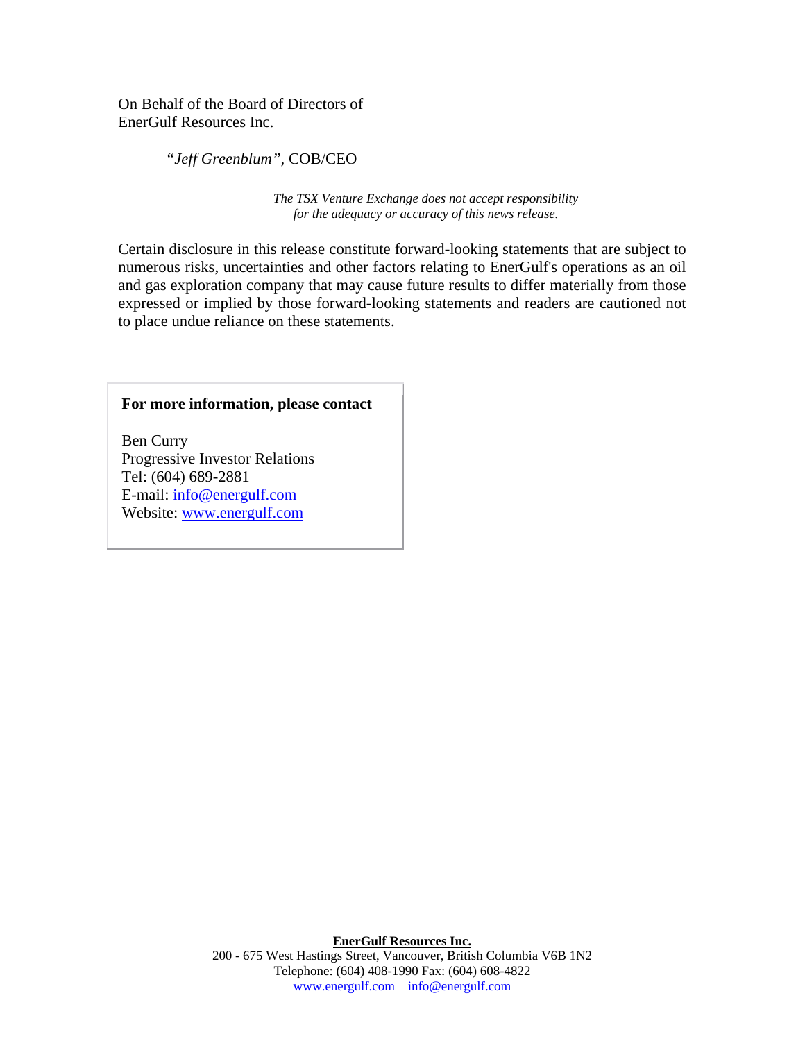On Behalf of the Board of Directors of
EnerGulf Resources Inc.

*"Jeff Greenblum"*, COB/CEO

*The TSX Venture Exchange does not accept responsibility for the adequacy or accuracy of this news release.*

Certain disclosure in this release constitute forward-looking statements that are subject to numerous risks, uncertainties and other factors relating to EnerGulf's operations as an oil and gas exploration company that may cause future results to differ materially from those expressed or implied by those forward-looking statements and readers are cautioned not to place undue reliance on these statements.

**For more information, please contact**

Ben Curry
Progressive Investor Relations
Tel: (604) 689-2881
E-mail: info@energulf.com
Website: www.energulf.com

**EnerGulf Resources Inc.**
200 - 675 West Hastings Street, Vancouver, British Columbia V6B 1N2
Telephone: (604) 408-1990 Fax: (604) 608-4822
www.energulf.com info@energulf.com